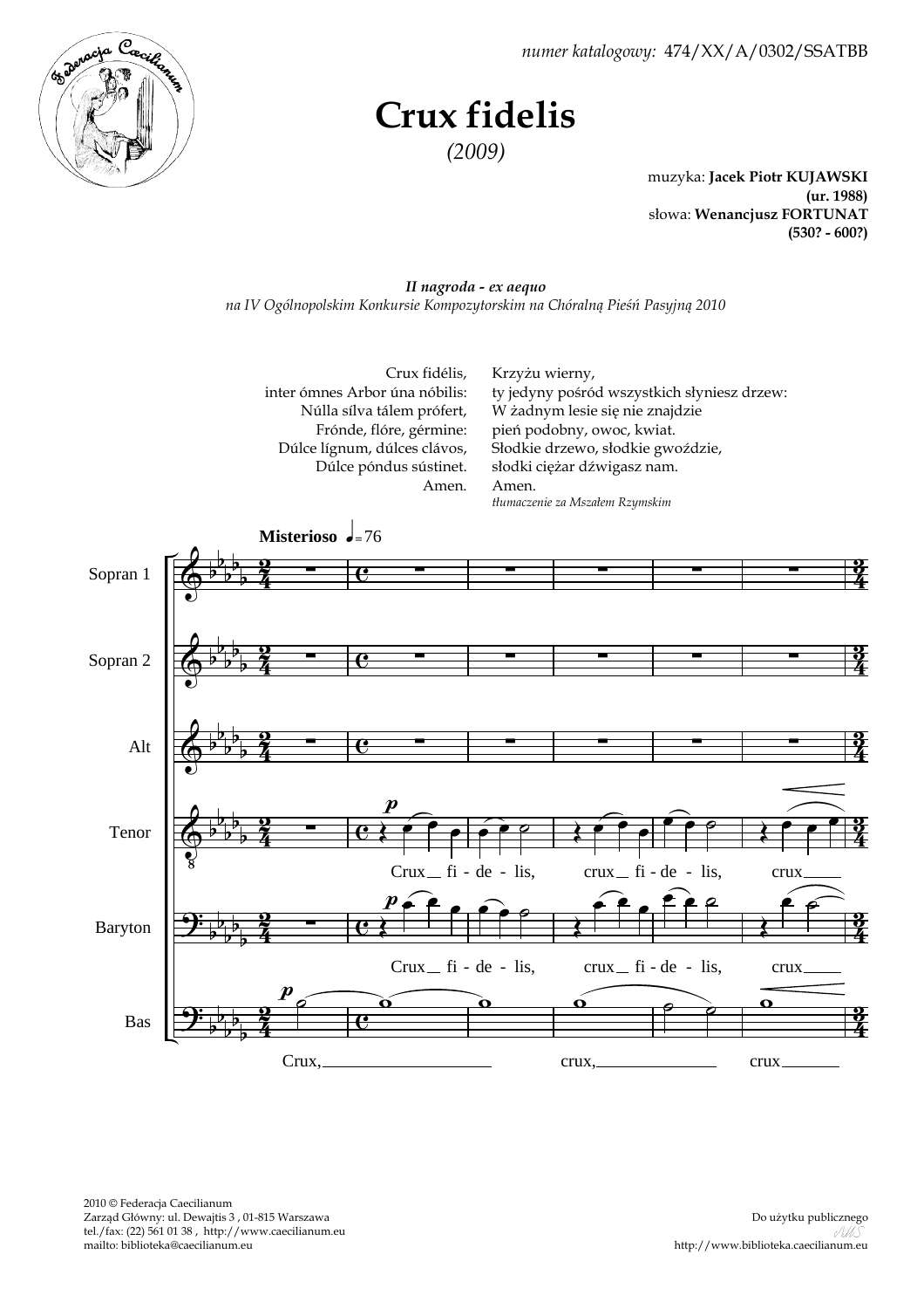*numer katalogowy:* 474/XX/A/0302/SSATBB

# Crux fidelis

*(2009)*

muzyka: **Jacek Piotr KUJAWSKI**
**(ur. 1988)**
słowa: **Wenancjusz FORTUNAT**
**(530? - 600?)**

***II nagroda - ex aequo***
*na IV Ogólnopolskim Konkursie Kompozytorskim na Chóralną Pieśń Pasyjną 2010*

| | |
|---|---|
| Crux fidélis, | Krzyżu wierny, |
| inter ómnes Arbor úna nóbilis: | ty jedyny pośród wszystkich słyniesz drzew: |
| Núlla sílva tálem prófert, | W żadnym lesie się nie znajdzie |
| Frónde, flóre, gérmine: | pień podobny, owoc, kwiat. |
| Dúlce lígnum, dúlces clávos, | Słodkie drzewo, słodkie gwoździe, |
| Dúlce póndus sústinet. | słodki ciężar dźwigasz nam. |
| Amen. | Amen. |

*tłumaczenie za Mszałem Rzymskim*

2010 © Federacja Caecilianum
Zarząd Główny: ul. Dewajtis 3 , 01-815 Warszawa
tel./fax: (22) 561 01 38 , http://www.caecilianum.eu
mailto: biblioteka@caecilianum.eu

Do użytku publicznego
http://www.biblioteka.caecilianum.eu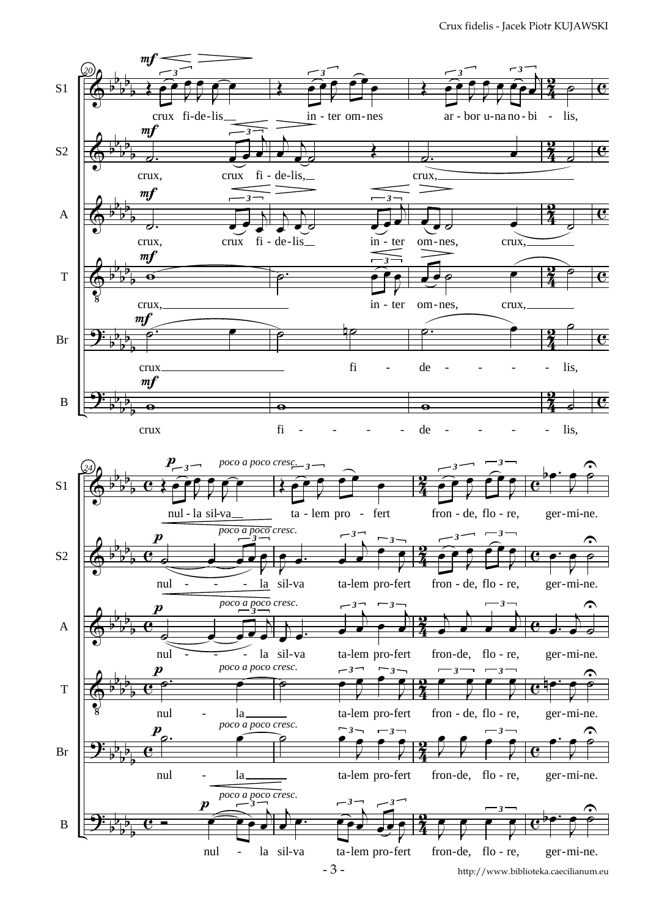**System 1 (mm. 20–23)** — *mf*

S1: crux fi-de-lis, in - ter om-nes ar - bor u-na no - bi - lis,

S2: crux, crux fi - de-lis, crux,

A: crux, crux fi - de-lis in - ter om-nes, crux,

T: crux, in - ter om-nes, crux,

Br: crux fi - de - - - - - lis,

B: crux fi - - - - - de - - - - - lis,

**System 2 (mm. 24–27)** — *p*, *poco a poco cresc.*

S1: nul - la sil-va ta - lem pro - fert fron - de, flo - re, ger-mi-ne.

S2: nul - - - la sil-va ta-lem pro-fert fron - de, flo - re, ger-mi-ne.

A: nul - - - la sil-va ta-lem pro-fert fron-de, flo - re, ger-mi-ne.

T: nul - la ta-lem pro-fert fron - de, flo - re, ger-mi-ne.

Br: nul - la ta-lem pro-fert fron-de, flo - re, ger-mi-ne.

B: nul - la sil-va ta-lem pro-fert fron-de, flo - re, ger-mi-ne.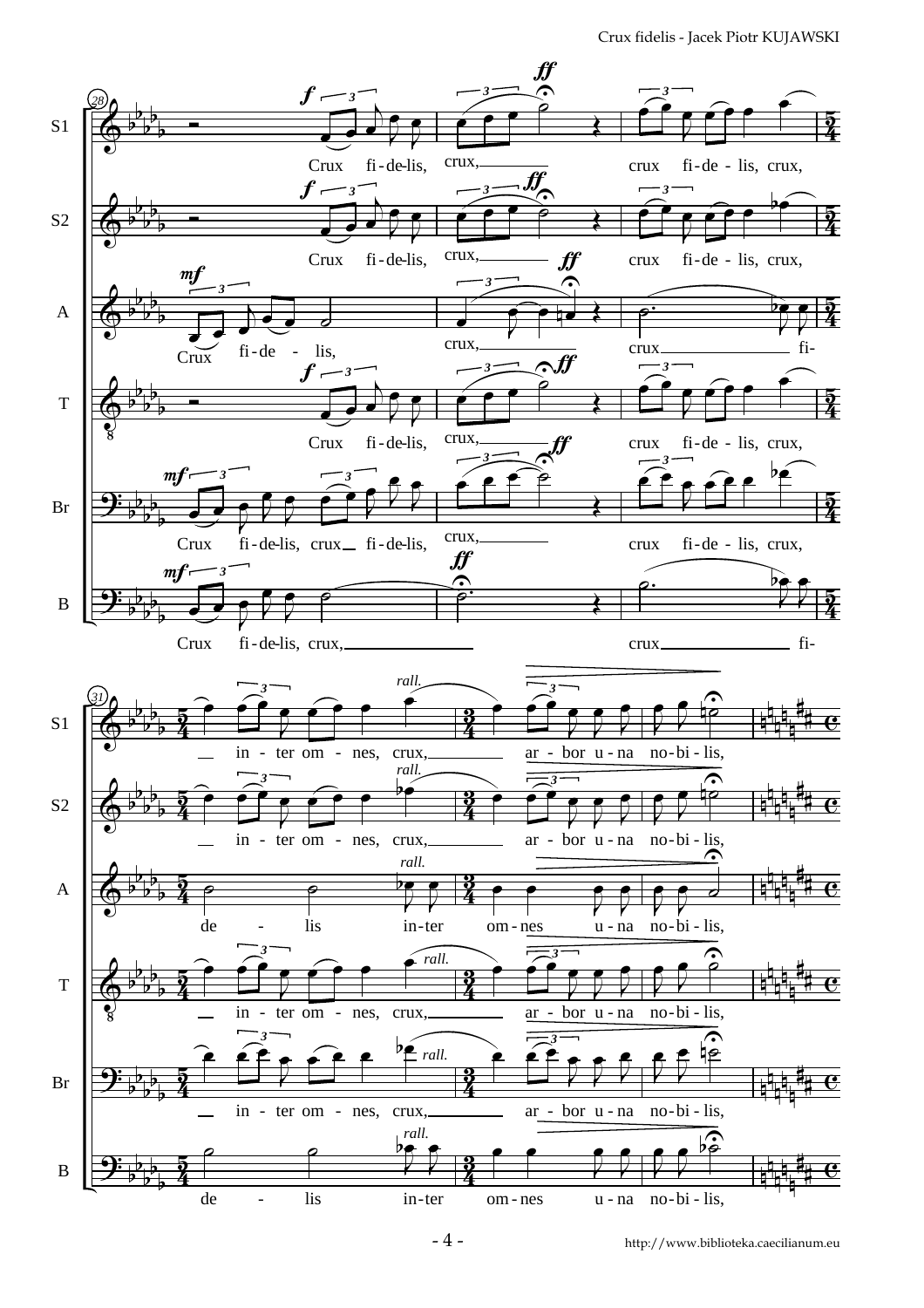S1: Crux fi-de-lis, crux, crux fi-de-lis, crux,

S2: Crux fi-de-lis, crux, crux fi-de-lis, crux,

A: Crux fi-de - lis, crux, crux fi-

T: Crux fi-de-lis, crux, crux fi-de-lis, crux,

Br: Crux fi-de-lis, crux fi-de-lis, crux, crux fi-de-lis, crux,

B: Crux fi-de-lis, crux, crux fi-

*rall.*

S1: in - ter om - nes, crux, ar - bor u-na no-bi-lis,

S2: in - ter om - nes, crux, ar - bor u-na no-bi-lis,

A: de - lis in-ter om-nes u-na no-bi-lis,

T: in - ter om - nes, crux, ar - bor u-na no-bi-lis,

Br: in - ter om - nes, crux, ar - bor u-na no-bi-lis,

B: de - lis in-ter om-nes u-na no-bi-lis,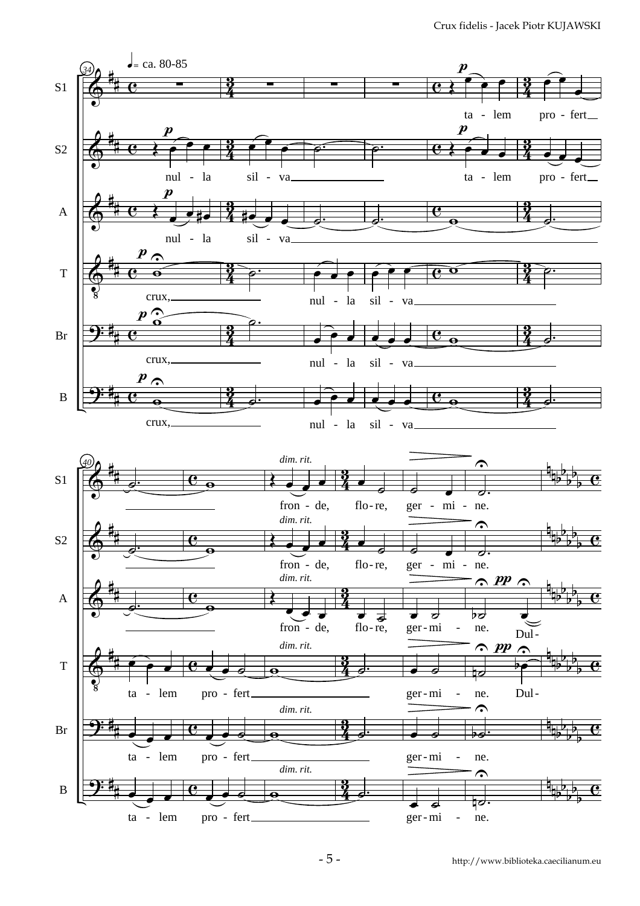♩= ca. 80-85

S1: ta - lem pro - fert fron - de, flo - re, ger - mi - ne.

S2: nul - la sil - va ta - lem pro - fert fron - de, flo - re, ger - mi - ne.

A: nul - la sil - va fron - de, flo - re, ger - mi - ne. Dul-

T: crux, nul - la sil - va ta - lem pro - fert ger - mi - ne. Dul-

Br: crux, nul - la sil - va ta - lem pro - fert ger - mi - ne.

B: crux, nul - la sil - va ta - lem pro - fert ger - mi - ne.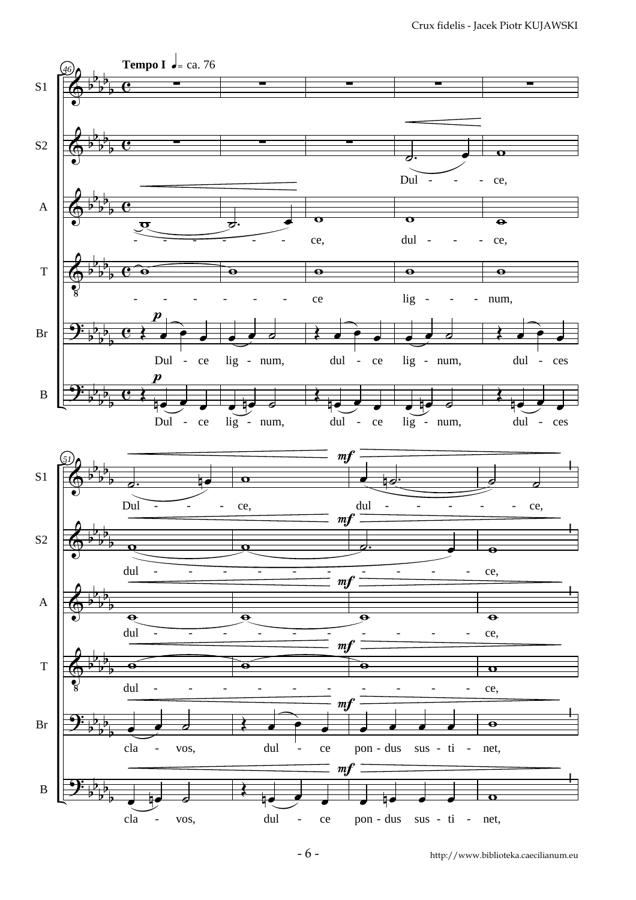**Tempo I** ♩ = ca. 76

46

S1: —

S2: Dul - - - ce,

A: - - - - - - - ce, dul - - - - ce,

T: - - - - - - - ce lig - - - - num,

Br: *p* Dul - ce lig - num, dul - ce lig - num, dul - ces

B: *p* Dul - ce lig - num, dul - ce lig - num, dul - ces

51

S1: Dul - - - ce, *mf* dul - - - - - - ce,

S2: dul - - - - - - *mf* - - - - - ce,

A: dul - - - - - - *mf* - - - - - ce,

T: dul - - - - - - *mf* - - - - - ce,

Br: cla - vos, dul - ce *mf* pon - dus sus - ti - net,

B: cla - vos, dul - ce *mf* pon - dus sus - ti - net,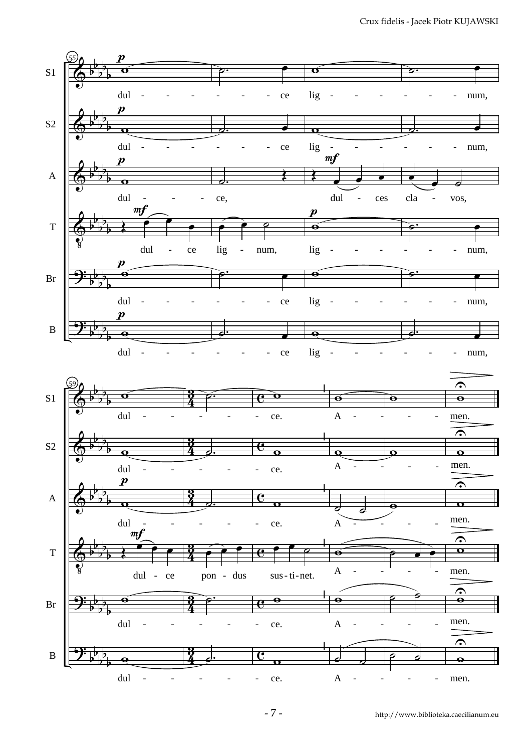S1: dul - ce lig - num, dul - ce. A - men.

S2: dul - ce lig - num, dul - ce. A - men.

A: dul - ce, dul - ces cla - vos, dul - ce. A - men.

T: dul - ce lig - num, lig - num, dul - ce pon - dus sus - ti - net. A - men.

Br: dul - ce lig - num, dul - ce. A - men.

B: dul - ce lig - num, dul - ce. A - men.